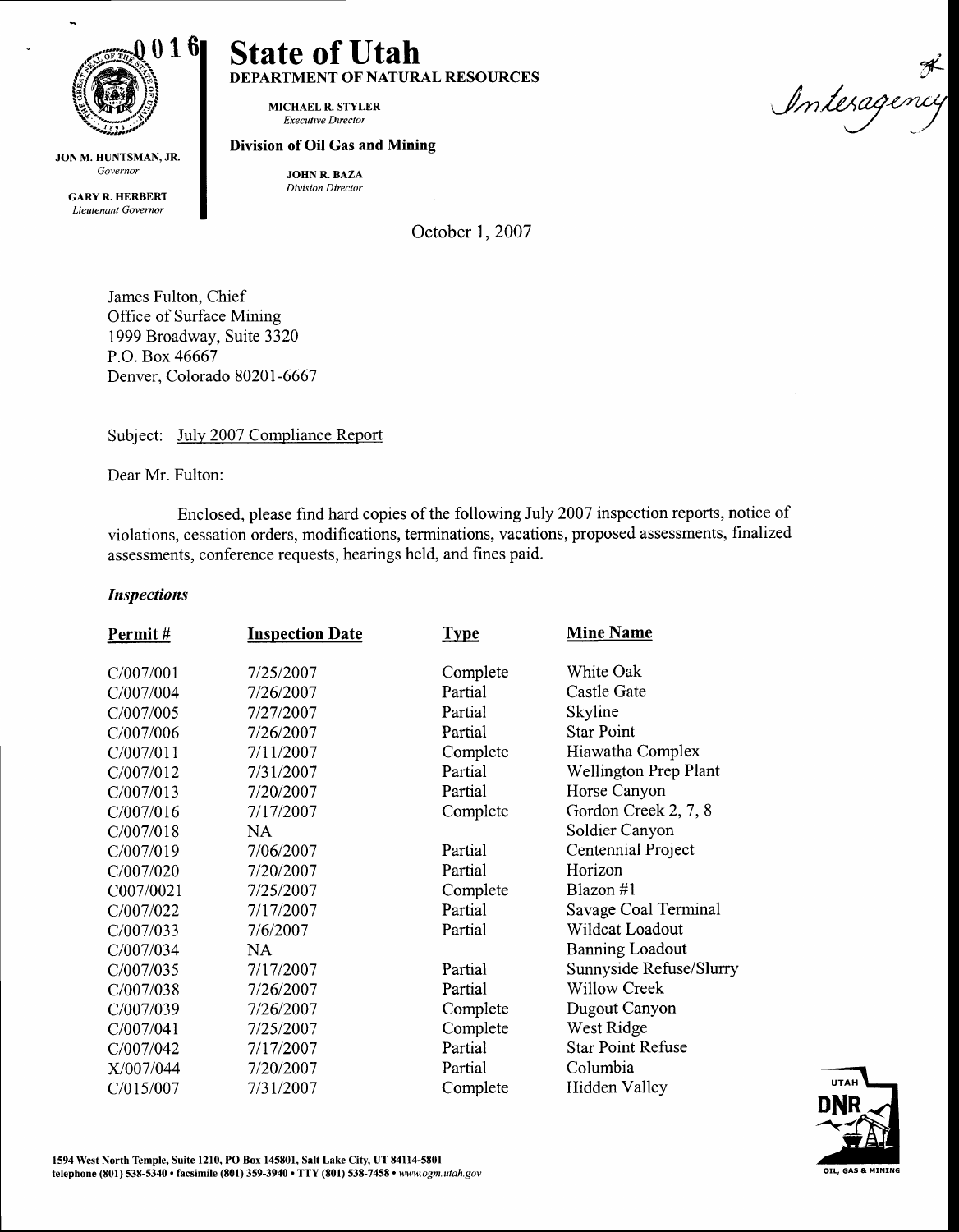0016

# State of Utah

**DEPARTMENT OF NATURAL RESOURCES**

**MICHAEL R. STYLER**
*Executive Director*

**Division of Oil Gas and Mining**

**JOHN R. BAZA**
*Division Director*

**JON M. HUNTSMAN, JR.**
*Governor*

**GARY R. HERBERT**
*Lieutenant Governor*

Interagency

October 1, 2007

James Fulton, Chief
Office of Surface Mining
1999 Broadway, Suite 3320
P.O. Box 46667
Denver, Colorado 80201-6667

Subject: July 2007 Compliance Report

Dear Mr. Fulton:

Enclosed, please find hard copies of the following July 2007 inspection reports, notice of violations, cessation orders, modifications, terminations, vacations, proposed assessments, finalized assessments, conference requests, hearings held, and fines paid.

### *Inspections*

| Permit # | Inspection Date | Type | Mine Name |
|---|---|---|---|
| C/007/001 | 7/25/2007 | Complete | White Oak |
| C/007/004 | 7/26/2007 | Partial | Castle Gate |
| C/007/005 | 7/27/2007 | Partial | Skyline |
| C/007/006 | 7/26/2007 | Partial | Star Point |
| C/007/011 | 7/11/2007 | Complete | Hiawatha Complex |
| C/007/012 | 7/31/2007 | Partial | Wellington Prep Plant |
| C/007/013 | 7/20/2007 | Partial | Horse Canyon |
| C/007/016 | 7/17/2007 | Complete | Gordon Creek 2, 7, 8 |
| C/007/018 | NA | | Soldier Canyon |
| C/007/019 | 7/06/2007 | Partial | Centennial Project |
| C/007/020 | 7/20/2007 | Partial | Horizon |
| C007/0021 | 7/25/2007 | Complete | Blazon #1 |
| C/007/022 | 7/17/2007 | Partial | Savage Coal Terminal |
| C/007/033 | 7/6/2007 | Partial | Wildcat Loadout |
| C/007/034 | NA | | Banning Loadout |
| C/007/035 | 7/17/2007 | Partial | Sunnyside Refuse/Slurry |
| C/007/038 | 7/26/2007 | Partial | Willow Creek |
| C/007/039 | 7/26/2007 | Complete | Dugout Canyon |
| C/007/041 | 7/25/2007 | Complete | West Ridge |
| C/007/042 | 7/17/2007 | Partial | Star Point Refuse |
| X/007/044 | 7/20/2007 | Partial | Columbia |
| C/015/007 | 7/31/2007 | Complete | Hidden Valley |

1594 West North Temple, Suite 1210, PO Box 145801, Salt Lake City, UT 84114-5801
telephone (801) 538-5340 • facsimile (801) 359-3940 • TTY (801) 538-7458 • *www.ogm.utah.gov*

UTAH DNR OIL, GAS & MINING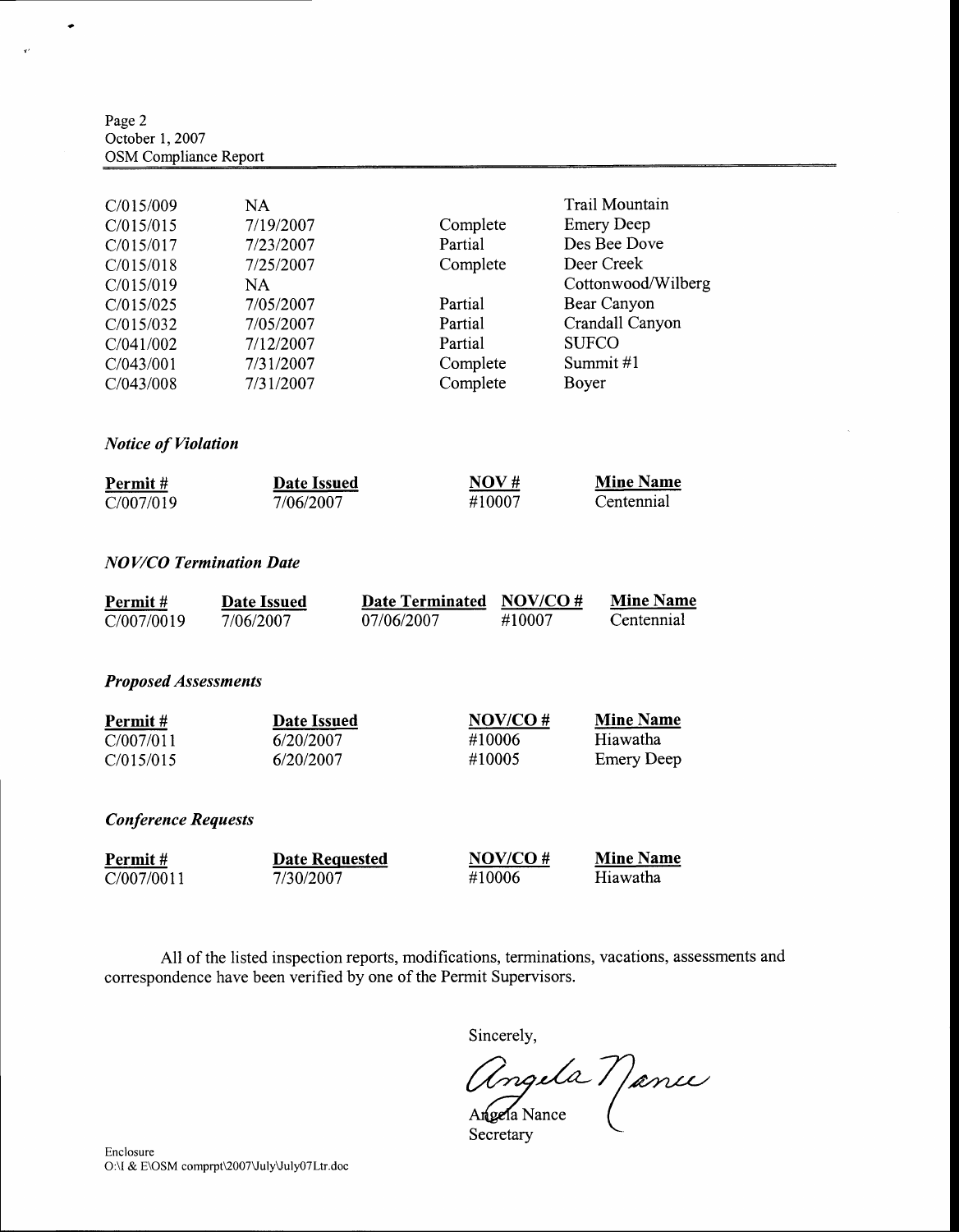Page 2
October 1, 2007
OSM Compliance Report

| | | | |
|---|---|---|---|
| C/015/009 | NA | | Trail Mountain |
| C/015/015 | 7/19/2007 | Complete | Emery Deep |
| C/015/017 | 7/23/2007 | Partial | Des Bee Dove |
| C/015/018 | 7/25/2007 | Complete | Deer Creek |
| C/015/019 | NA | | Cottonwood/Wilberg |
| C/015/025 | 7/05/2007 | Partial | Bear Canyon |
| C/015/032 | 7/05/2007 | Partial | Crandall Canyon |
| C/041/002 | 7/12/2007 | Partial | SUFCO |
| C/043/001 | 7/31/2007 | Complete | Summit #1 |
| C/043/008 | 7/31/2007 | Complete | Boyer |

*Notice of Violation*

| Permit # | Date Issued | NOV # | Mine Name |
|---|---|---|---|
| C/007/019 | 7/06/2007 | #10007 | Centennial |

*NOV/CO Termination Date*

| Permit # | Date Issued | Date Terminated | NOV/CO # | Mine Name |
|---|---|---|---|---|
| C/007/0019 | 7/06/2007 | 07/06/2007 | #10007 | Centennial |

*Proposed Assessments*

| Permit # | Date Issued | NOV/CO # | Mine Name |
|---|---|---|---|
| C/007/011 | 6/20/2007 | #10006 | Hiawatha |
| C/015/015 | 6/20/2007 | #10005 | Emery Deep |

*Conference Requests*

| Permit # | Date Requested | NOV/CO # | Mine Name |
|---|---|---|---|
| C/007/0011 | 7/30/2007 | #10006 | Hiawatha |

All of the listed inspection reports, modifications, terminations, vacations, assessments and correspondence have been verified by one of the Permit Supervisors.

Sincerely,

Angela Nance

Angela Nance
Secretary

Enclosure
O:\I & E\OSM comprpt\2007\July\July07Ltr.doc